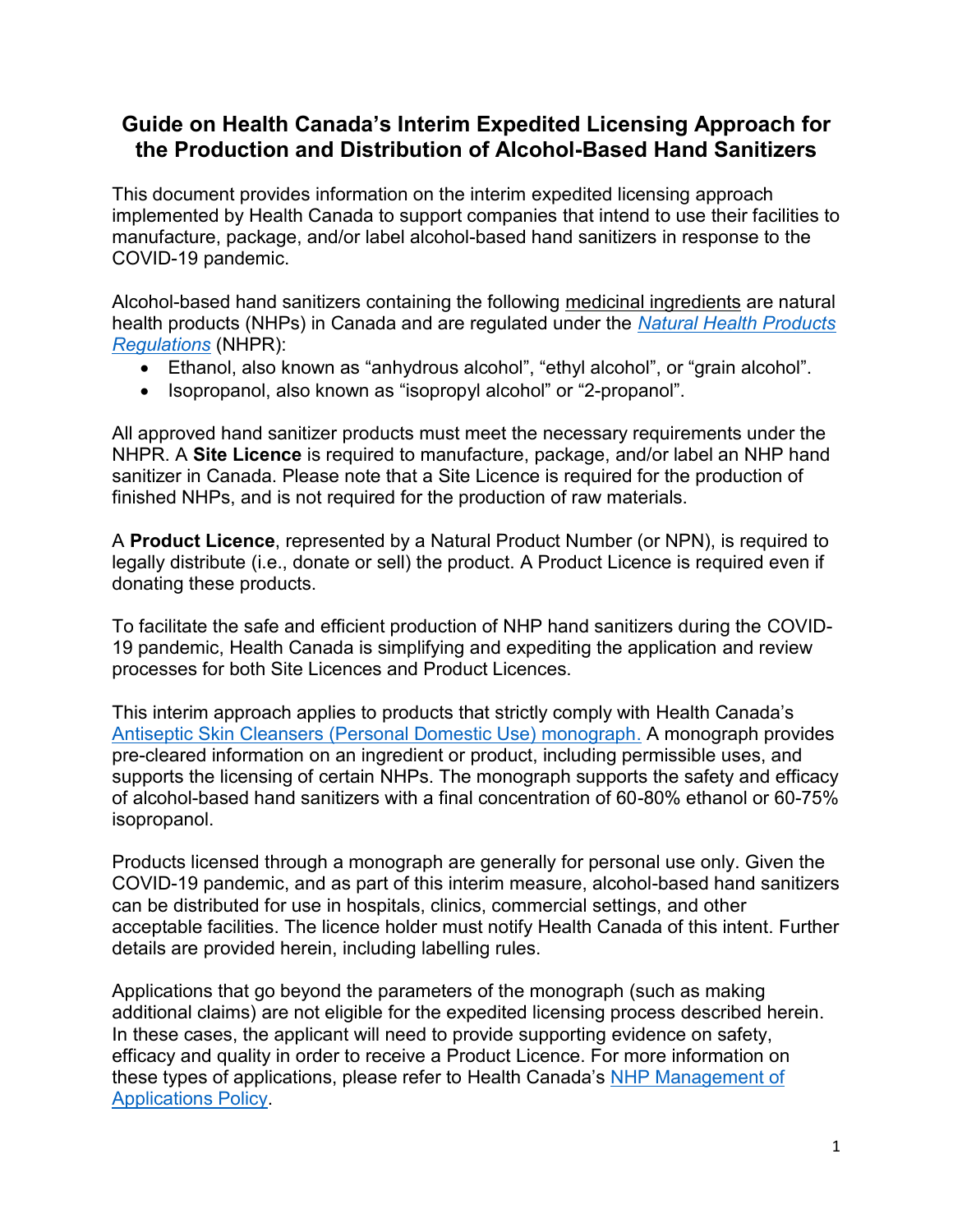# Guide on Health Canada's Interim Expedited Licensing Approach for the Production and Distribution of Alcohol-Based Hand Sanitizers

This document provides information on the interim expedited licensing approach implemented by Health Canada to support companies that intend to use their facilities to manufacture, package, and/or label alcohol-based hand sanitizers in response to the COVID-19 pandemic.

Alcohol-based hand sanitizers containing the following medicinal ingredients are natural health products (NHPs) in Canada and are regulated under the *Natural Health Products Regulations* (NHPR):

- Ethanol, also known as "anhydrous alcohol", "ethyl alcohol", or "grain alcohol".
- Isopropanol, also known as "isopropyl alcohol" or "2-propanol".

All approved hand sanitizer products must meet the necessary requirements under the NHPR. A **Site Licence** is required to manufacture, package, and/or label an NHP hand sanitizer in Canada. Please note that a Site Licence is required for the production of finished NHPs, and is not required for the production of raw materials.

A **Product Licence**, represented by a Natural Product Number (or NPN), is required to legally distribute (i.e., donate or sell) the product. A Product Licence is required even if donating these products.

To facilitate the safe and efficient production of NHP hand sanitizers during the COVID-19 pandemic, Health Canada is simplifying and expediting the application and review processes for both Site Licences and Product Licences.

This interim approach applies to products that strictly comply with Health Canada's Antiseptic Skin Cleansers (Personal Domestic Use) monograph. A monograph provides pre-cleared information on an ingredient or product, including permissible uses, and supports the licensing of certain NHPs. The monograph supports the safety and efficacy of alcohol-based hand sanitizers with a final concentration of 60-80% ethanol or 60-75% isopropanol.

Products licensed through a monograph are generally for personal use only. Given the COVID-19 pandemic, and as part of this interim measure, alcohol-based hand sanitizers can be distributed for use in hospitals, clinics, commercial settings, and other acceptable facilities. The licence holder must notify Health Canada of this intent. Further details are provided herein, including labelling rules.

Applications that go beyond the parameters of the monograph (such as making additional claims) are not eligible for the expedited licensing process described herein. In these cases, the applicant will need to provide supporting evidence on safety, efficacy and quality in order to receive a Product Licence. For more information on these types of applications, please refer to Health Canada's NHP Management of Applications Policy.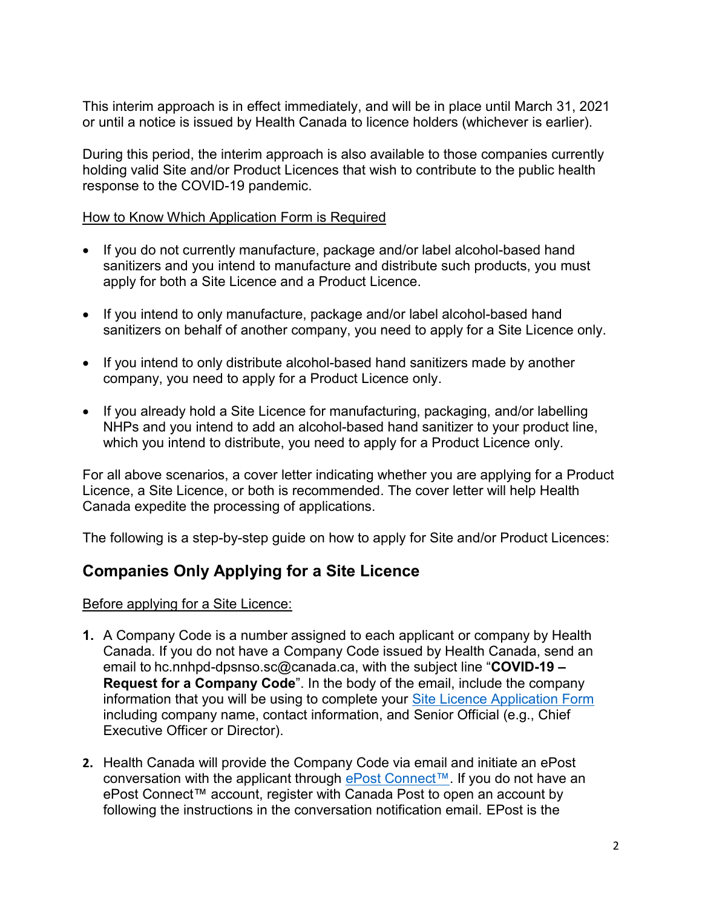This interim approach is in effect immediately, and will be in place until March 31, 2021 or until a notice is issued by Health Canada to licence holders (whichever is earlier).

During this period, the interim approach is also available to those companies currently holding valid Site and/or Product Licences that wish to contribute to the public health response to the COVID-19 pandemic.

How to Know Which Application Form is Required

- If you do not currently manufacture, package and/or label alcohol-based hand sanitizers and you intend to manufacture and distribute such products, you must apply for both a Site Licence and a Product Licence.
- If you intend to only manufacture, package and/or label alcohol-based hand sanitizers on behalf of another company, you need to apply for a Site Licence only.
- If you intend to only distribute alcohol-based hand sanitizers made by another company, you need to apply for a Product Licence only.
- If you already hold a Site Licence for manufacturing, packaging, and/or labelling NHPs and you intend to add an alcohol-based hand sanitizer to your product line, which you intend to distribute, you need to apply for a Product Licence only.

For all above scenarios, a cover letter indicating whether you are applying for a Product Licence, a Site Licence, or both is recommended. The cover letter will help Health Canada expedite the processing of applications.

The following is a step-by-step guide on how to apply for Site and/or Product Licences:

## Companies Only Applying for a Site Licence

Before applying for a Site Licence:

1. A Company Code is a number assigned to each applicant or company by Health Canada. If you do not have a Company Code issued by Health Canada, send an email to hc.nnhpd-dpsnso.sc@canada.ca, with the subject line "**COVID-19 – Request for a Company Code**". In the body of the email, include the company information that you will be using to complete your Site Licence Application Form including company name, contact information, and Senior Official (e.g., Chief Executive Officer or Director).
2. Health Canada will provide the Company Code via email and initiate an ePost conversation with the applicant through ePost Connect™. If you do not have an ePost Connect™ account, register with Canada Post to open an account by following the instructions in the conversation notification email. EPost is the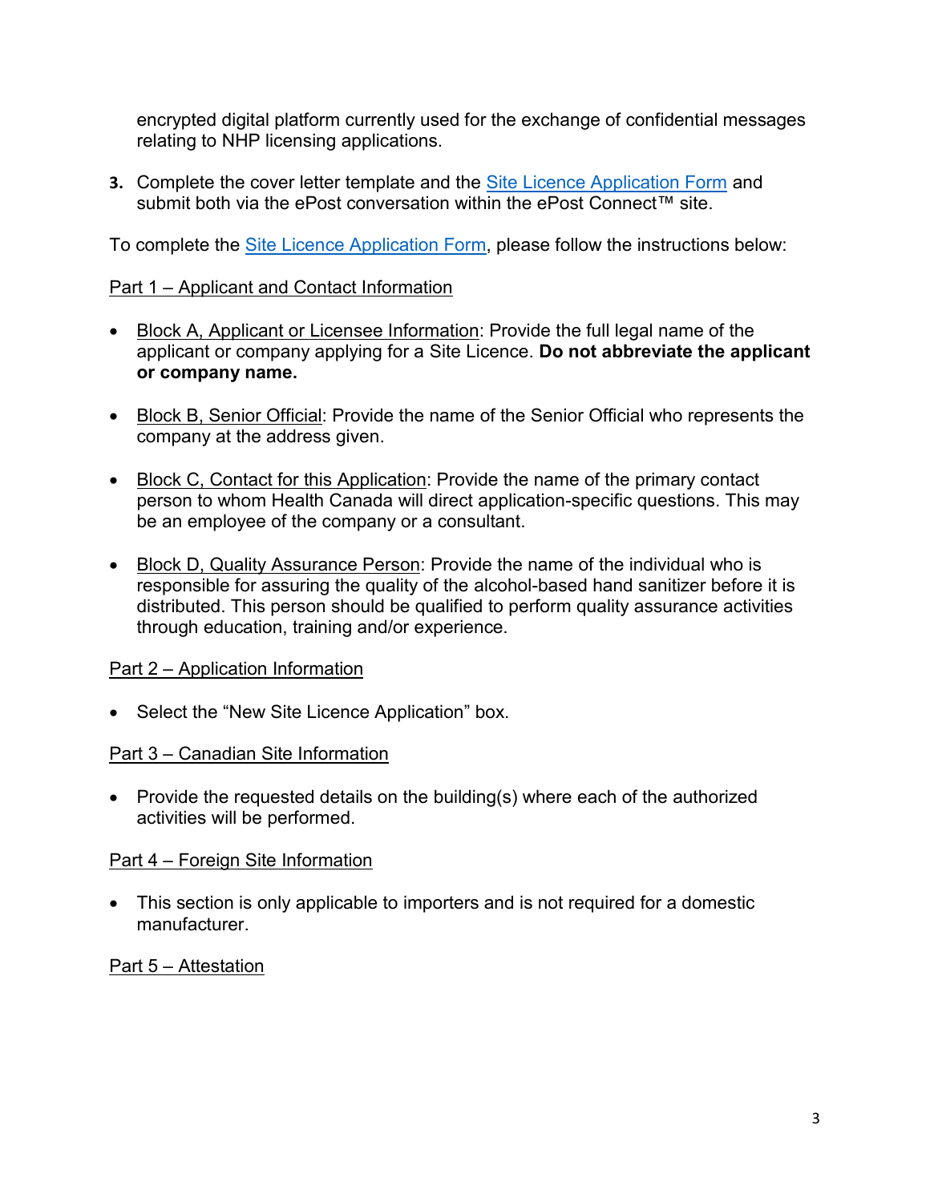encrypted digital platform currently used for the exchange of confidential messages relating to NHP licensing applications.

3. Complete the cover letter template and the Site Licence Application Form and submit both via the ePost conversation within the ePost Connect™ site.

To complete the Site Licence Application Form, please follow the instructions below:

Part 1 – Applicant and Contact Information

- Block A, Applicant or Licensee Information: Provide the full legal name of the applicant or company applying for a Site Licence. **Do not abbreviate the applicant or company name.**

- Block B, Senior Official: Provide the name of the Senior Official who represents the company at the address given.

- Block C, Contact for this Application: Provide the name of the primary contact person to whom Health Canada will direct application-specific questions. This may be an employee of the company or a consultant.

- Block D, Quality Assurance Person: Provide the name of the individual who is responsible for assuring the quality of the alcohol-based hand sanitizer before it is distributed. This person should be qualified to perform quality assurance activities through education, training and/or experience.

Part 2 – Application Information

- Select the "New Site Licence Application" box.

Part 3 – Canadian Site Information

- Provide the requested details on the building(s) where each of the authorized activities will be performed.

Part 4 – Foreign Site Information

- This section is only applicable to importers and is not required for a domestic manufacturer.

Part 5 – Attestation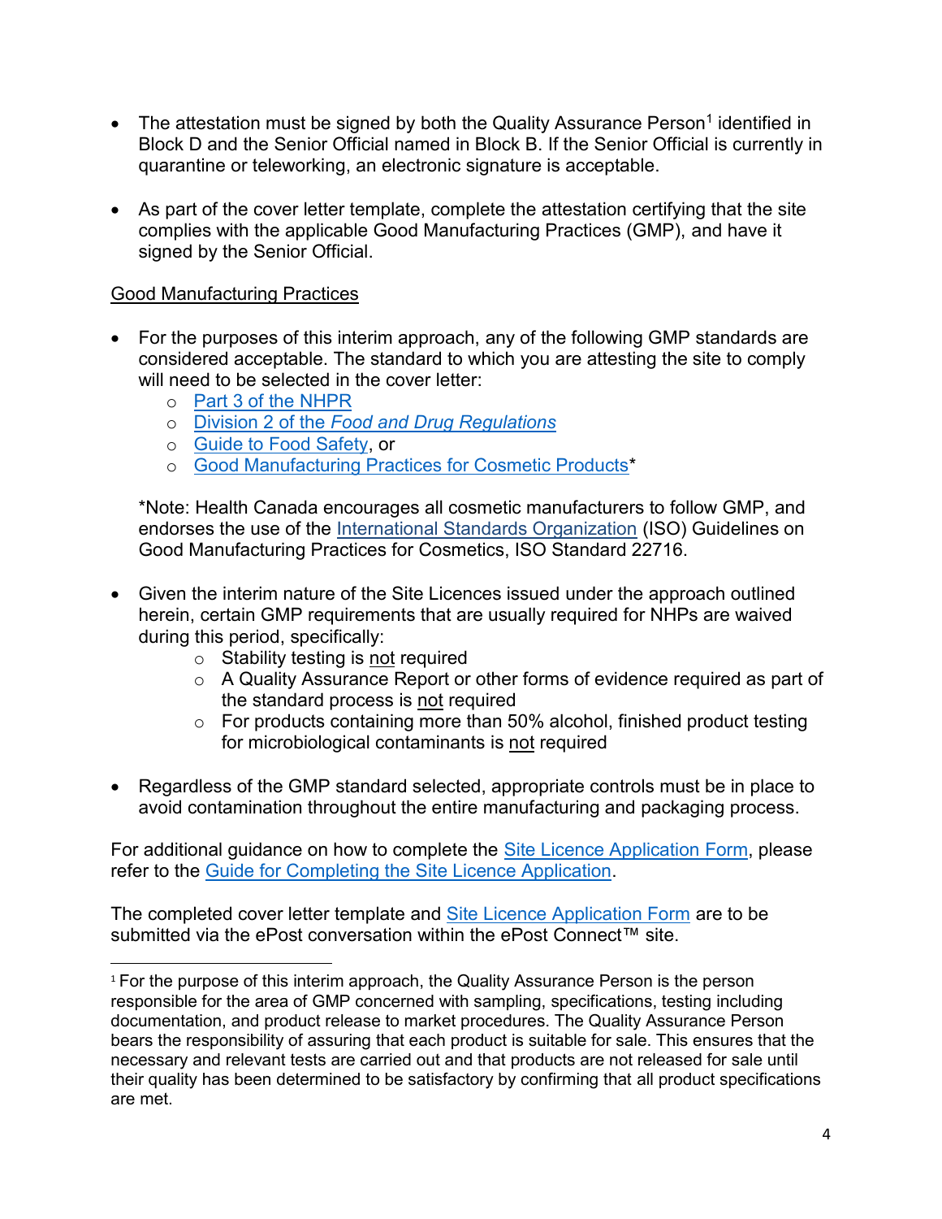- The attestation must be signed by both the Quality Assurance Person[1] identified in Block D and the Senior Official named in Block B. If the Senior Official is currently in quarantine or teleworking, an electronic signature is acceptable.

- As part of the cover letter template, complete the attestation certifying that the site complies with the applicable Good Manufacturing Practices (GMP), and have it signed by the Senior Official.

Good Manufacturing Practices

- For the purposes of this interim approach, any of the following GMP standards are considered acceptable. The standard to which you are attesting the site to comply will need to be selected in the cover letter:
  - Part 3 of the NHPR
  - Division 2 of the *Food and Drug Regulations*
  - Guide to Food Safety, or
  - Good Manufacturing Practices for Cosmetic Products*

  *Note: Health Canada encourages all cosmetic manufacturers to follow GMP, and endorses the use of the International Standards Organization (ISO) Guidelines on Good Manufacturing Practices for Cosmetics, ISO Standard 22716.

- Given the interim nature of the Site Licences issued under the approach outlined herein, certain GMP requirements that are usually required for NHPs are waived during this period, specifically:
  - Stability testing is not required
  - A Quality Assurance Report or other forms of evidence required as part of the standard process is not required
  - For products containing more than 50% alcohol, finished product testing for microbiological contaminants is not required

- Regardless of the GMP standard selected, appropriate controls must be in place to avoid contamination throughout the entire manufacturing and packaging process.

For additional guidance on how to complete the Site Licence Application Form, please refer to the Guide for Completing the Site Licence Application.

The completed cover letter template and Site Licence Application Form are to be submitted via the ePost conversation within the ePost Connect™ site.

---

[1] For the purpose of this interim approach, the Quality Assurance Person is the person responsible for the area of GMP concerned with sampling, specifications, testing including documentation, and product release to market procedures. The Quality Assurance Person bears the responsibility of assuring that each product is suitable for sale. This ensures that the necessary and relevant tests are carried out and that products are not released for sale until their quality has been determined to be satisfactory by confirming that all product specifications are met.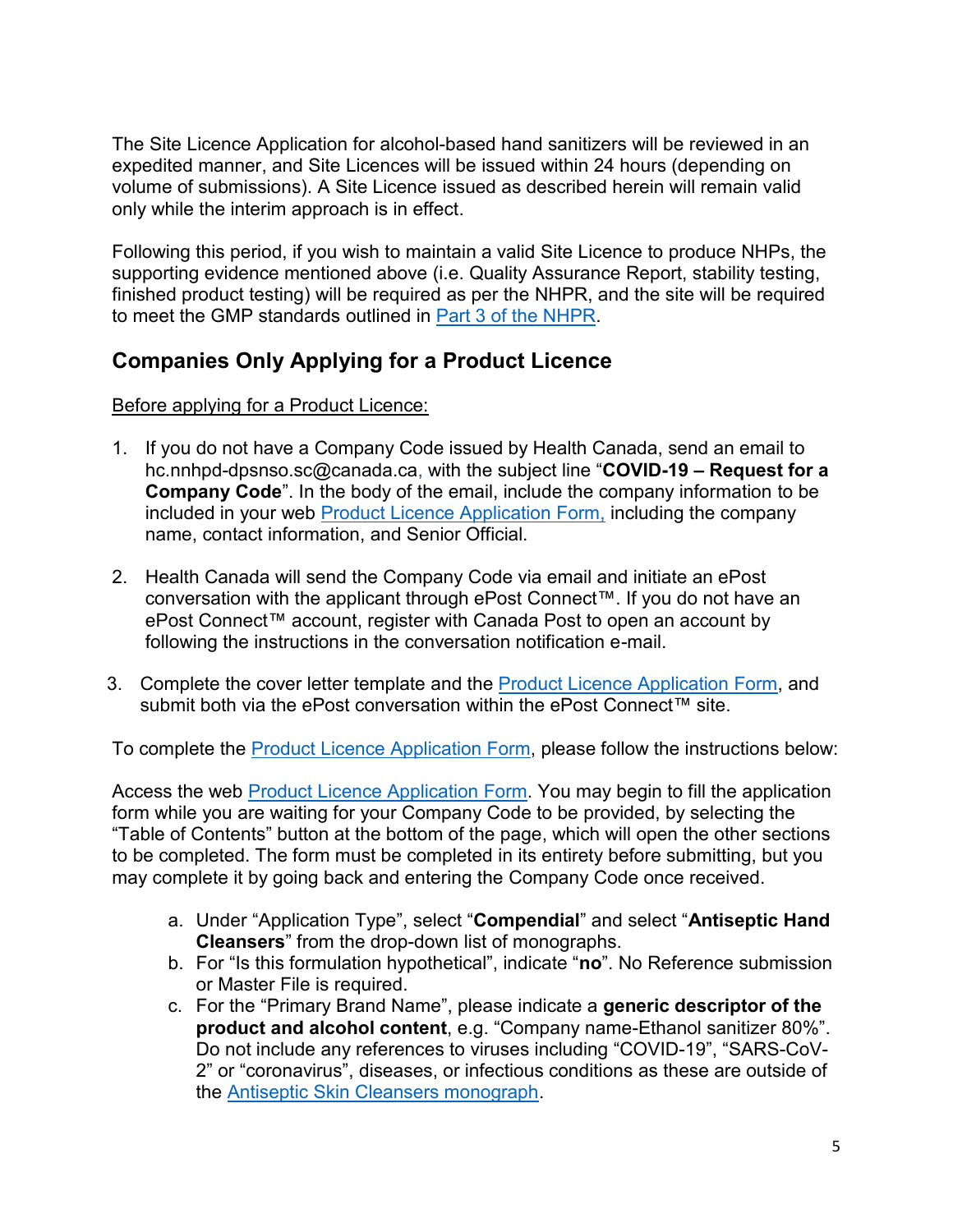The Site Licence Application for alcohol-based hand sanitizers will be reviewed in an expedited manner, and Site Licences will be issued within 24 hours (depending on volume of submissions). A Site Licence issued as described herein will remain valid only while the interim approach is in effect.

Following this period, if you wish to maintain a valid Site Licence to produce NHPs, the supporting evidence mentioned above (i.e. Quality Assurance Report, stability testing, finished product testing) will be required as per the NHPR, and the site will be required to meet the GMP standards outlined in Part 3 of the NHPR.

## Companies Only Applying for a Product Licence

Before applying for a Product Licence:

1. If you do not have a Company Code issued by Health Canada, send an email to hc.nnhpd-dpsnso.sc@canada.ca, with the subject line "**COVID-19 – Request for a Company Code**". In the body of the email, include the company information to be included in your web Product Licence Application Form, including the company name, contact information, and Senior Official.
2. Health Canada will send the Company Code via email and initiate an ePost conversation with the applicant through ePost Connect™. If you do not have an ePost Connect™ account, register with Canada Post to open an account by following the instructions in the conversation notification e-mail.
3. Complete the cover letter template and the Product Licence Application Form, and submit both via the ePost conversation within the ePost Connect™ site.

To complete the Product Licence Application Form, please follow the instructions below:

Access the web Product Licence Application Form. You may begin to fill the application form while you are waiting for your Company Code to be provided, by selecting the "Table of Contents" button at the bottom of the page, which will open the other sections to be completed. The form must be completed in its entirety before submitting, but you may complete it by going back and entering the Company Code once received.

a. Under "Application Type", select "**Compendial**" and select "**Antiseptic Hand Cleansers**" from the drop-down list of monographs.
b. For "Is this formulation hypothetical", indicate "**no**". No Reference submission or Master File is required.
c. For the "Primary Brand Name", please indicate a **generic descriptor of the product and alcohol content**, e.g. "Company name-Ethanol sanitizer 80%". Do not include any references to viruses including "COVID-19", "SARS-CoV-2" or "coronavirus", diseases, or infectious conditions as these are outside of the Antiseptic Skin Cleansers monograph.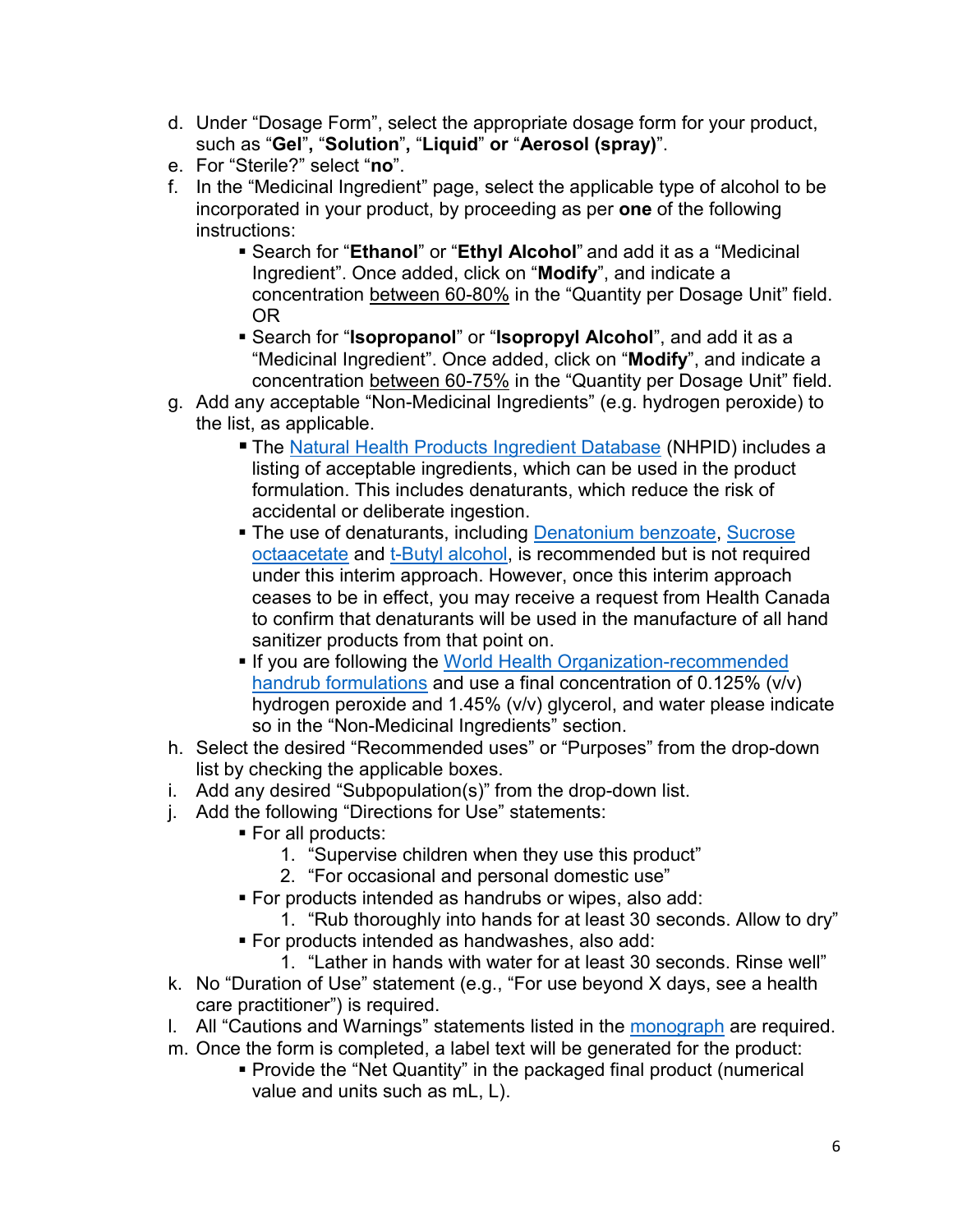d. Under "Dosage Form", select the appropriate dosage form for your product, such as "**Gel**", "**Solution**", "**Liquid**" **or** "**Aerosol (spray)**".

e. For "Sterile?" select "**no**".

f. In the "Medicinal Ingredient" page, select the applicable type of alcohol to be incorporated in your product, by proceeding as per **one** of the following instructions:

   - Search for "**Ethanol**" or "**Ethyl Alcohol**" and add it as a "Medicinal Ingredient". Once added, click on "**Modify**", and indicate a concentration <u>between 60-80%</u> in the "Quantity per Dosage Unit" field. OR
   - Search for "**Isopropanol**" or "**Isopropyl Alcohol**", and add it as a "Medicinal Ingredient". Once added, click on "**Modify**", and indicate a concentration <u>between 60-75%</u> in the "Quantity per Dosage Unit" field.

g. Add any acceptable "Non-Medicinal Ingredients" (e.g. hydrogen peroxide) to the list, as applicable.

   - The Natural Health Products Ingredient Database (NHPID) includes a listing of acceptable ingredients, which can be used in the product formulation. This includes denaturants, which reduce the risk of accidental or deliberate ingestion.
   - The use of denaturants, including Denatonium benzoate, Sucrose octaacetate and t-Butyl alcohol, is recommended but is not required under this interim approach. However, once this interim approach ceases to be in effect, you may receive a request from Health Canada to confirm that denaturants will be used in the manufacture of all hand sanitizer products from that point on.
   - If you are following the World Health Organization-recommended handrub formulations and use a final concentration of 0.125% (v/v) hydrogen peroxide and 1.45% (v/v) glycerol, and water please indicate so in the "Non-Medicinal Ingredients" section.

h. Select the desired "Recommended uses" or "Purposes" from the drop-down list by checking the applicable boxes.

i. Add any desired "Subpopulation(s)" from the drop-down list.

j. Add the following "Directions for Use" statements:

   - For all products:
     1. "Supervise children when they use this product"
     2. "For occasional and personal domestic use"
   - For products intended as handrubs or wipes, also add:
     1. "Rub thoroughly into hands for at least 30 seconds. Allow to dry"
   - For products intended as handwashes, also add:
     1. "Lather in hands with water for at least 30 seconds. Rinse well"

k. No "Duration of Use" statement (e.g., "For use beyond X days, see a health care practitioner") is required.

l. All "Cautions and Warnings" statements listed in the monograph are required.

m. Once the form is completed, a label text will be generated for the product:

   - Provide the "Net Quantity" in the packaged final product (numerical value and units such as mL, L).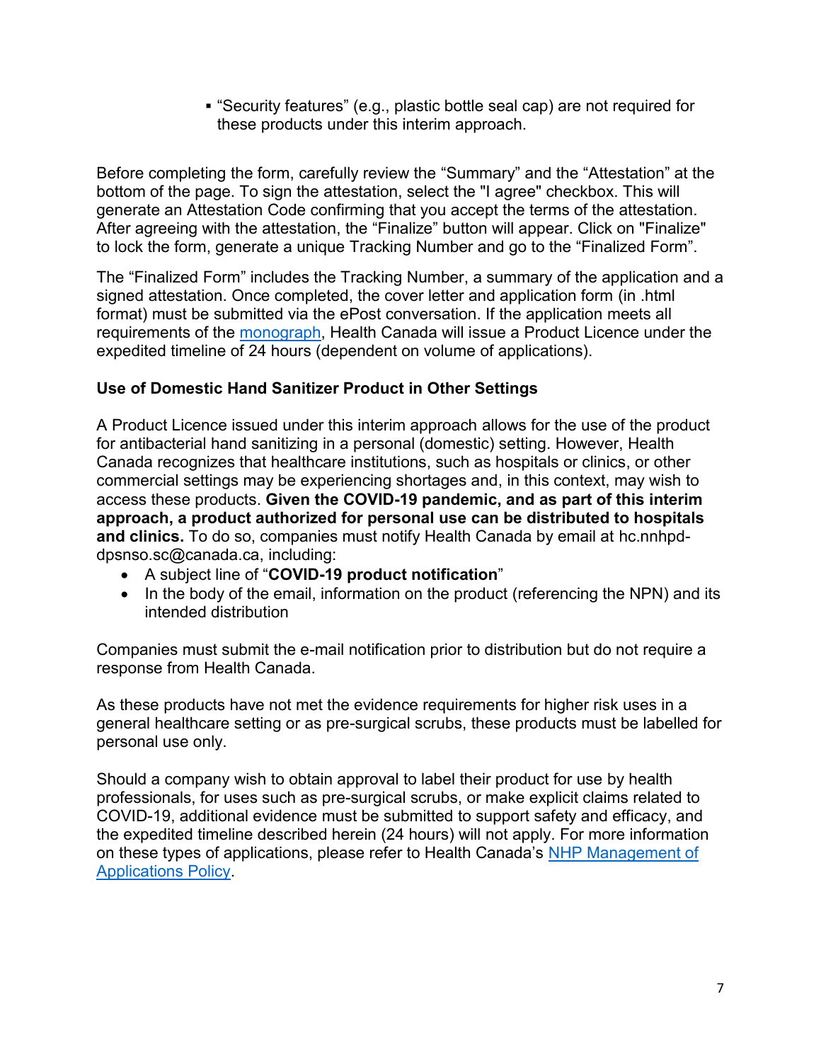- “Security features” (e.g., plastic bottle seal cap) are not required for these products under this interim approach.

Before completing the form, carefully review the “Summary” and the “Attestation” at the bottom of the page. To sign the attestation, select the "I agree" checkbox. This will generate an Attestation Code confirming that you accept the terms of the attestation. After agreeing with the attestation, the “Finalize” button will appear. Click on "Finalize" to lock the form, generate a unique Tracking Number and go to the “Finalized Form”.

The “Finalized Form” includes the Tracking Number, a summary of the application and a signed attestation. Once completed, the cover letter and application form (in .html format) must be submitted via the ePost conversation. If the application meets all requirements of the monograph, Health Canada will issue a Product Licence under the expedited timeline of 24 hours (dependent on volume of applications).

**Use of Domestic Hand Sanitizer Product in Other Settings**

A Product Licence issued under this interim approach allows for the use of the product for antibacterial hand sanitizing in a personal (domestic) setting. However, Health Canada recognizes that healthcare institutions, such as hospitals or clinics, or other commercial settings may be experiencing shortages and, in this context, may wish to access these products. **Given the COVID-19 pandemic, and as part of this interim approach, a product authorized for personal use can be distributed to hospitals and clinics.** To do so, companies must notify Health Canada by email at hc.nnhpd-dpsnso.sc@canada.ca, including:

- A subject line of “**COVID-19 product notification**”
- In the body of the email, information on the product (referencing the NPN) and its intended distribution

Companies must submit the e-mail notification prior to distribution but do not require a response from Health Canada.

As these products have not met the evidence requirements for higher risk uses in a general healthcare setting or as pre-surgical scrubs, these products must be labelled for personal use only.

Should a company wish to obtain approval to label their product for use by health professionals, for uses such as pre-surgical scrubs, or make explicit claims related to COVID-19, additional evidence must be submitted to support safety and efficacy, and the expedited timeline described herein (24 hours) will not apply. For more information on these types of applications, please refer to Health Canada’s NHP Management of Applications Policy.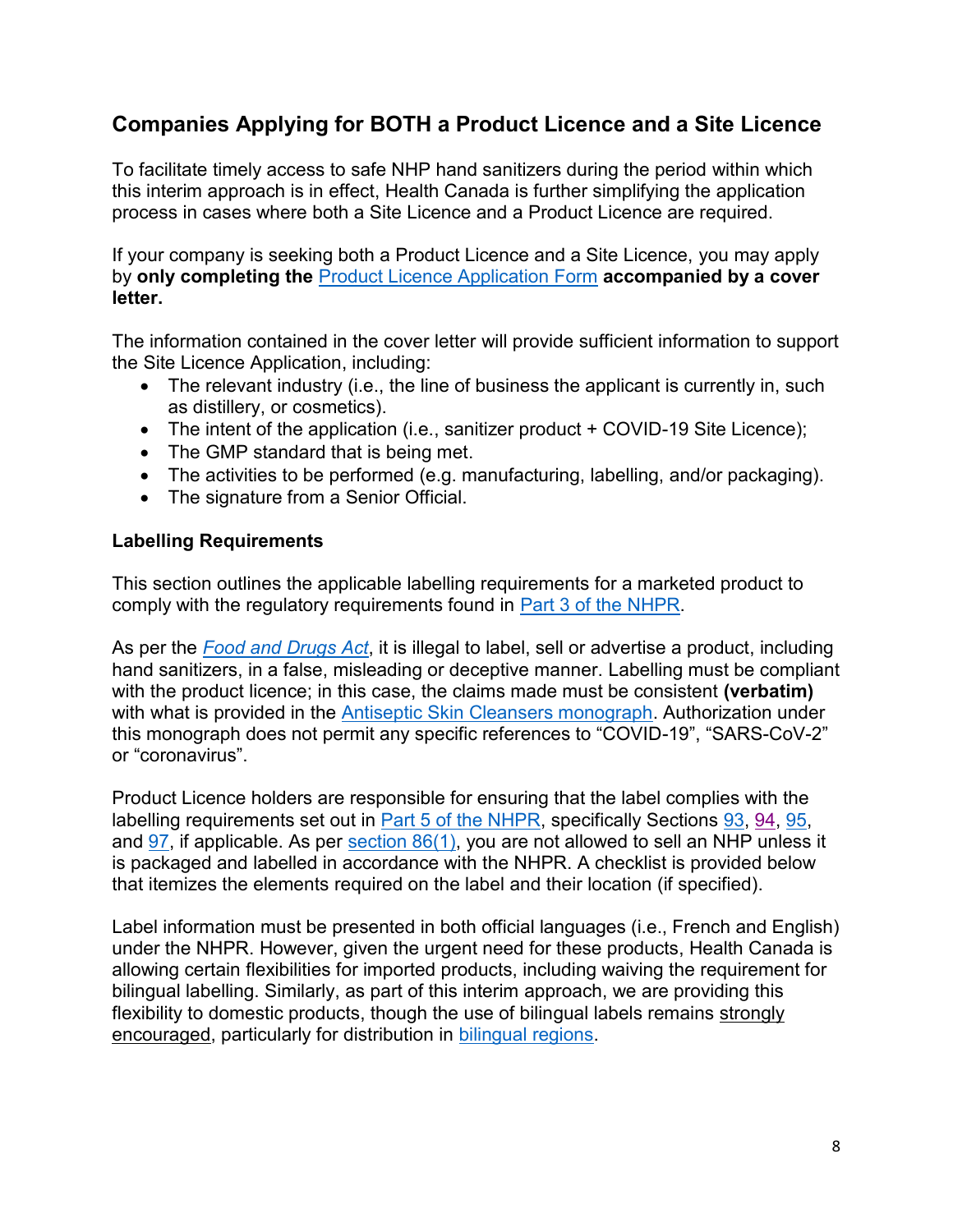## Companies Applying for BOTH a Product Licence and a Site Licence

To facilitate timely access to safe NHP hand sanitizers during the period within which this interim approach is in effect, Health Canada is further simplifying the application process in cases where both a Site Licence and a Product Licence are required.

If your company is seeking both a Product Licence and a Site Licence, you may apply by **only completing the** Product Licence Application Form **accompanied by a cover letter.**

The information contained in the cover letter will provide sufficient information to support the Site Licence Application, including:

- The relevant industry (i.e., the line of business the applicant is currently in, such as distillery, or cosmetics).
- The intent of the application (i.e., sanitizer product + COVID-19 Site Licence);
- The GMP standard that is being met.
- The activities to be performed (e.g. manufacturing, labelling, and/or packaging).
- The signature from a Senior Official.

### Labelling Requirements

This section outlines the applicable labelling requirements for a marketed product to comply with the regulatory requirements found in Part 3 of the NHPR.

As per the *Food and Drugs Act*, it is illegal to label, sell or advertise a product, including hand sanitizers, in a false, misleading or deceptive manner. Labelling must be compliant with the product licence; in this case, the claims made must be consistent **(verbatim)** with what is provided in the Antiseptic Skin Cleansers monograph. Authorization under this monograph does not permit any specific references to "COVID-19", "SARS-CoV-2" or "coronavirus".

Product Licence holders are responsible for ensuring that the label complies with the labelling requirements set out in Part 5 of the NHPR, specifically Sections 93, 94, 95, and 97, if applicable. As per section 86(1), you are not allowed to sell an NHP unless it is packaged and labelled in accordance with the NHPR. A checklist is provided below that itemizes the elements required on the label and their location (if specified).

Label information must be presented in both official languages (i.e., French and English) under the NHPR. However, given the urgent need for these products, Health Canada is allowing certain flexibilities for imported products, including waiving the requirement for bilingual labelling. Similarly, as part of this interim approach, we are providing this flexibility to domestic products, though the use of bilingual labels remains strongly encouraged, particularly for distribution in bilingual regions.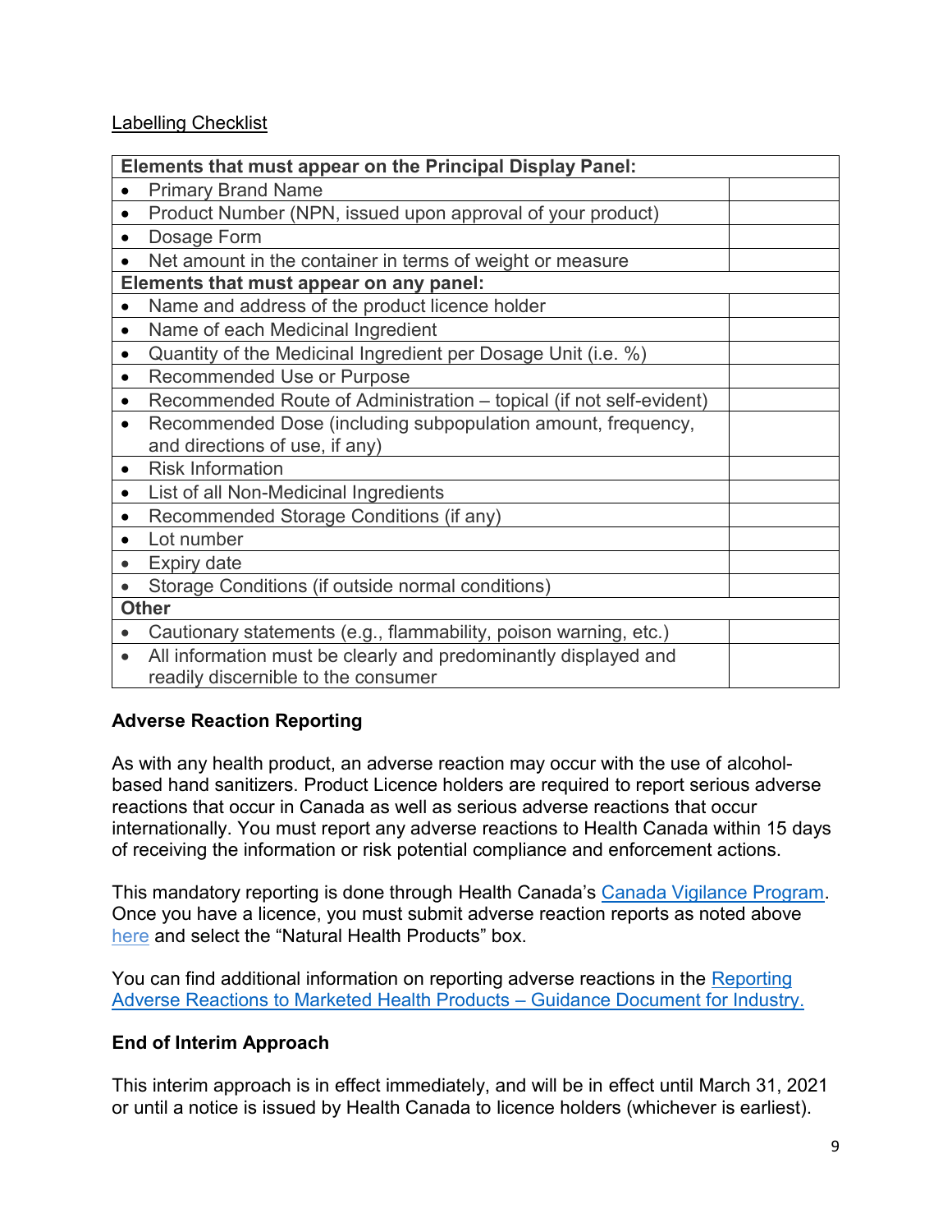Labelling Checklist

| Elements that must appear on the Principal Display Panel: | |
|---|---|
| • Primary Brand Name | |
| • Product Number (NPN, issued upon approval of your product) | |
| • Dosage Form | |
| • Net amount in the container in terms of weight or measure | |
| **Elements that must appear on any panel:** | |
| • Name and address of the product licence holder | |
| • Name of each Medicinal Ingredient | |
| • Quantity of the Medicinal Ingredient per Dosage Unit (i.e. %) | |
| • Recommended Use or Purpose | |
| • Recommended Route of Administration – topical (if not self-evident) | |
| • Recommended Dose (including subpopulation amount, frequency, and directions of use, if any) | |
| • Risk Information | |
| • List of all Non-Medicinal Ingredients | |
| • Recommended Storage Conditions (if any) | |
| • Lot number | |
| • Expiry date | |
| • Storage Conditions (if outside normal conditions) | |
| **Other** | |
| • Cautionary statements (e.g., flammability, poison warning, etc.) | |
| • All information must be clearly and predominantly displayed and readily discernible to the consumer | |

**Adverse Reaction Reporting**

As with any health product, an adverse reaction may occur with the use of alcohol-based hand sanitizers. Product Licence holders are required to report serious adverse reactions that occur in Canada as well as serious adverse reactions that occur internationally. You must report any adverse reactions to Health Canada within 15 days of receiving the information or risk potential compliance and enforcement actions.

This mandatory reporting is done through Health Canada's Canada Vigilance Program. Once you have a licence, you must submit adverse reaction reports as noted above here and select the "Natural Health Products" box.

You can find additional information on reporting adverse reactions in the Reporting Adverse Reactions to Marketed Health Products – Guidance Document for Industry.

**End of Interim Approach**

This interim approach is in effect immediately, and will be in effect until March 31, 2021 or until a notice is issued by Health Canada to licence holders (whichever is earliest).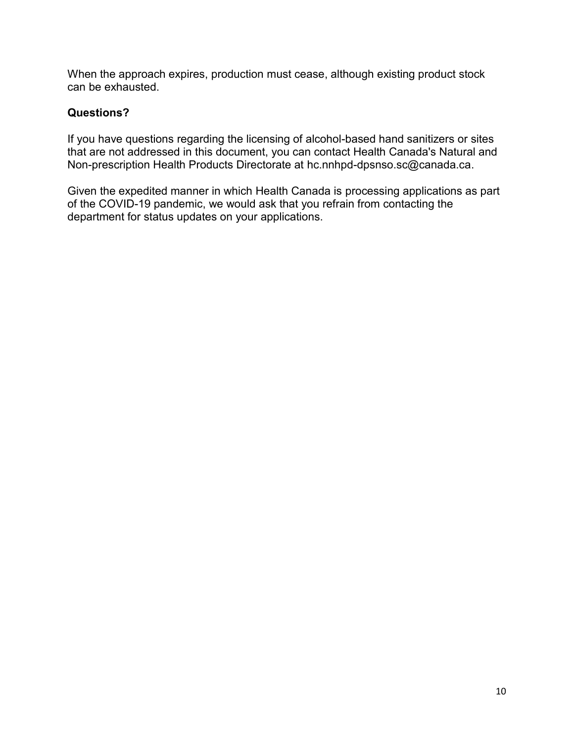When the approach expires, production must cease, although existing product stock can be exhausted.

### Questions?

If you have questions regarding the licensing of alcohol-based hand sanitizers or sites that are not addressed in this document, you can contact Health Canada's Natural and Non-prescription Health Products Directorate at hc.nnhpd-dpsnso.sc@canada.ca.

Given the expedited manner in which Health Canada is processing applications as part of the COVID-19 pandemic, we would ask that you refrain from contacting the department for status updates on your applications.